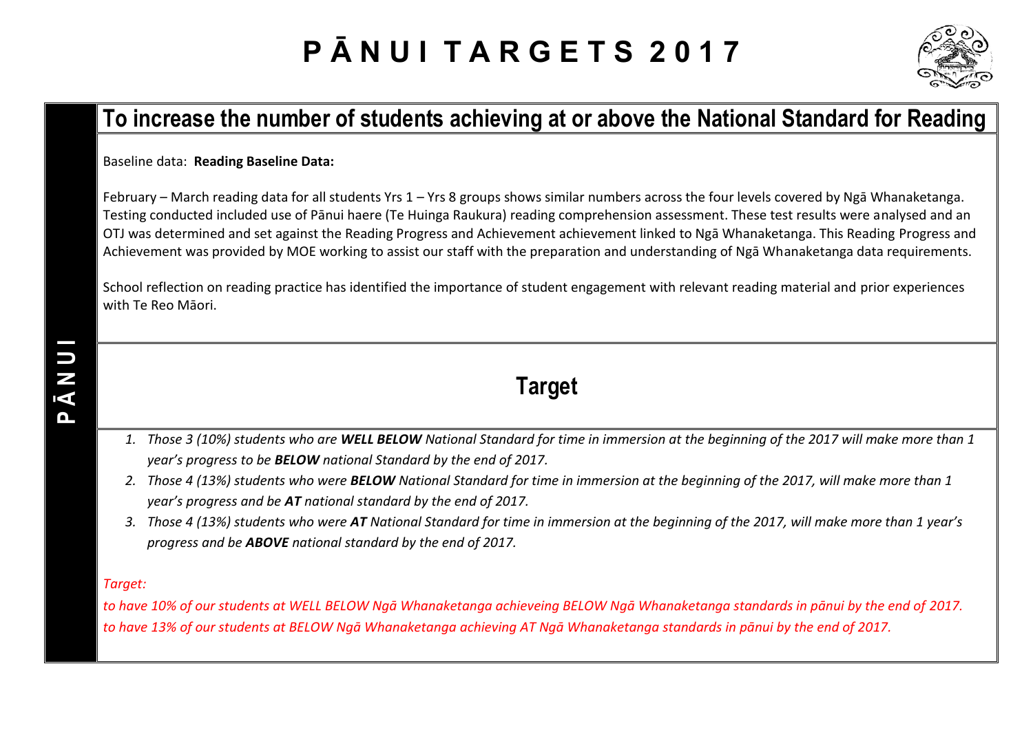# P Ā N U I T A R G E T S 2 0 1 7

**P Ā N U I**

## To increase the number of students achieving at or above the National Standard for Reading

Baseline data: **Reading Baseline Data:**

February – March reading data for all students Yrs 1 – Yrs 8 groups shows similar numbers across the four levels covered by Ngā Whanaketanga. Testing conducted included use of Pānui haere (Te Huinga Raukura) reading comprehension assessment. These test results were analysed and an OTJ was determined and set against the Reading Progress and Achievement achievement linked to Ngā Whanaketanga. This Reading Progress and Achievement was provided by MOE working to assist our staff with the preparation and understanding of Ngā Whanaketanga data requirements.

School reflection on reading practice has identified the importance of student engagement with relevant reading material and prior experiences with Te Reo Māori.

## Target

1. *Those 3 (10%) students who are **WELL BELOW** National Standard for time in immersion at the beginning of the 2017 will make more than 1 year's progress to be **BELOW** national Standard by the end of 2017.*
2. *Those 4 (13%) students who were **BELOW** National Standard for time in immersion at the beginning of the 2017, will make more than 1 year's progress and be **AT** national standard by the end of 2017.*
3. *Those 4 (13%) students who were **AT** National Standard for time in immersion at the beginning of the 2017, will make more than 1 year's progress and be **ABOVE** national standard by the end of 2017.*

*Target:*

*to have 10% of our students at WELL BELOW Ngā Whanaketanga achieveing BELOW Ngā Whanaketanga standards in pānui by the end of 2017.*
*to have 13% of our students at BELOW Ngā Whanaketanga achieving AT Ngā Whanaketanga standards in pānui by the end of 2017.*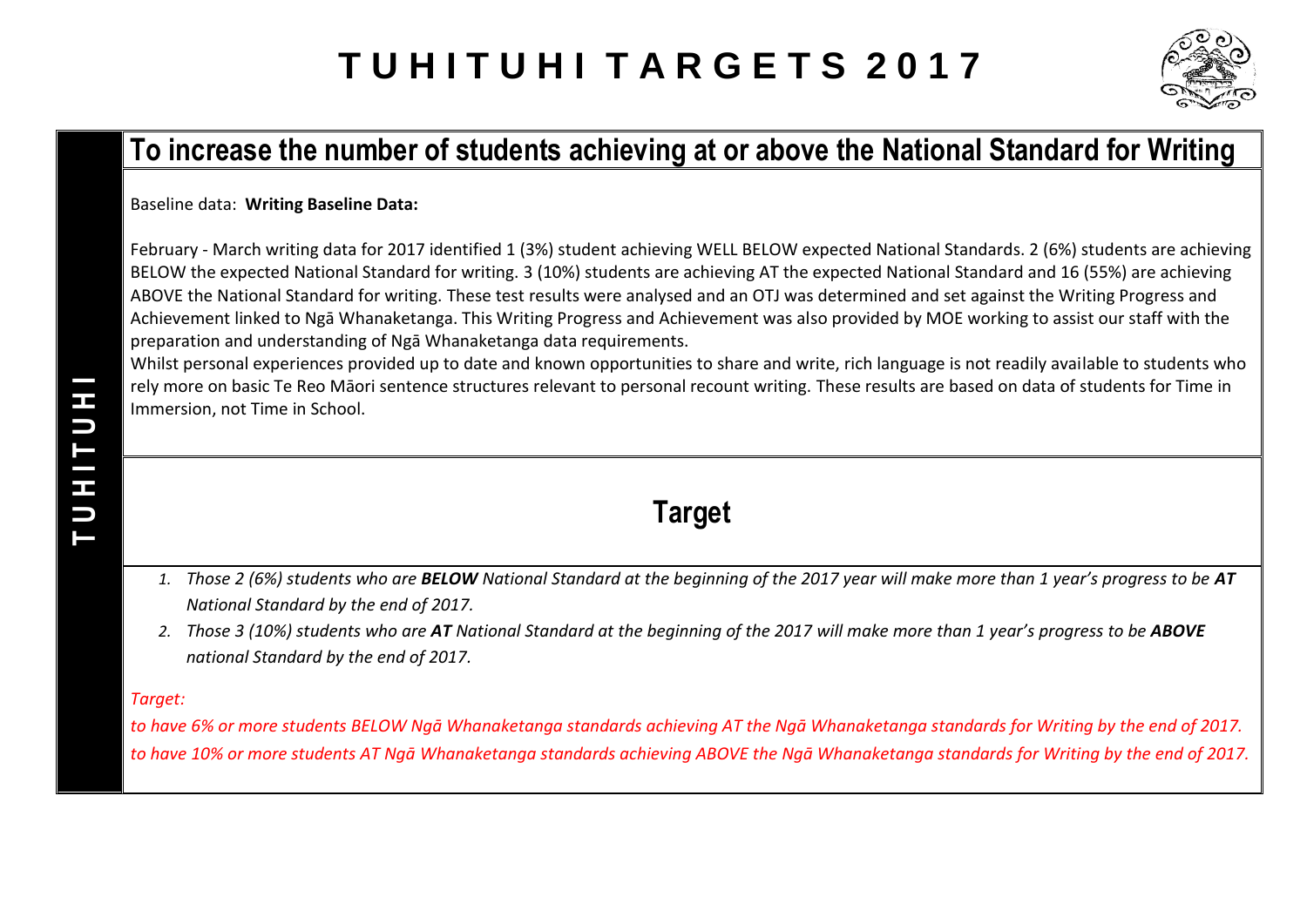# TUHITUHI TARGETS 2017

TUHITUHI

## To increase the number of students achieving at or above the National Standard for Writing

Baseline data: **Writing Baseline Data:**

February - March writing data for 2017 identified 1 (3%) student achieving WELL BELOW expected National Standards. 2 (6%) students are achieving BELOW the expected National Standard for writing. 3 (10%) students are achieving AT the expected National Standard and 16 (55%) are achieving ABOVE the National Standard for writing. These test results were analysed and an OTJ was determined and set against the Writing Progress and Achievement linked to Ngā Whanaketanga. This Writing Progress and Achievement was also provided by MOE working to assist our staff with the preparation and understanding of Ngā Whanaketanga data requirements.

Whilst personal experiences provided up to date and known opportunities to share and write, rich language is not readily available to students who rely more on basic Te Reo Māori sentence structures relevant to personal recount writing. These results are based on data of students for Time in Immersion, not Time in School.

## Target

1. *Those 2 (6%) students who are* ***BELOW*** *National Standard at the beginning of the 2017 year will make more than 1 year's progress to be* ***AT*** *National Standard by the end of 2017.*
2. *Those 3 (10%) students who are* ***AT*** *National Standard at the beginning of the 2017 will make more than 1 year's progress to be* ***ABOVE*** *national Standard by the end of 2017.*

*Target:*

*to have 6% or more students BELOW Ngā Whanaketanga standards achieving AT the Ngā Whanaketanga standards for Writing by the end of 2017.*

*to have 10% or more students AT Ngā Whanaketanga standards achieving ABOVE the Ngā Whanaketanga standards for Writing by the end of 2017.*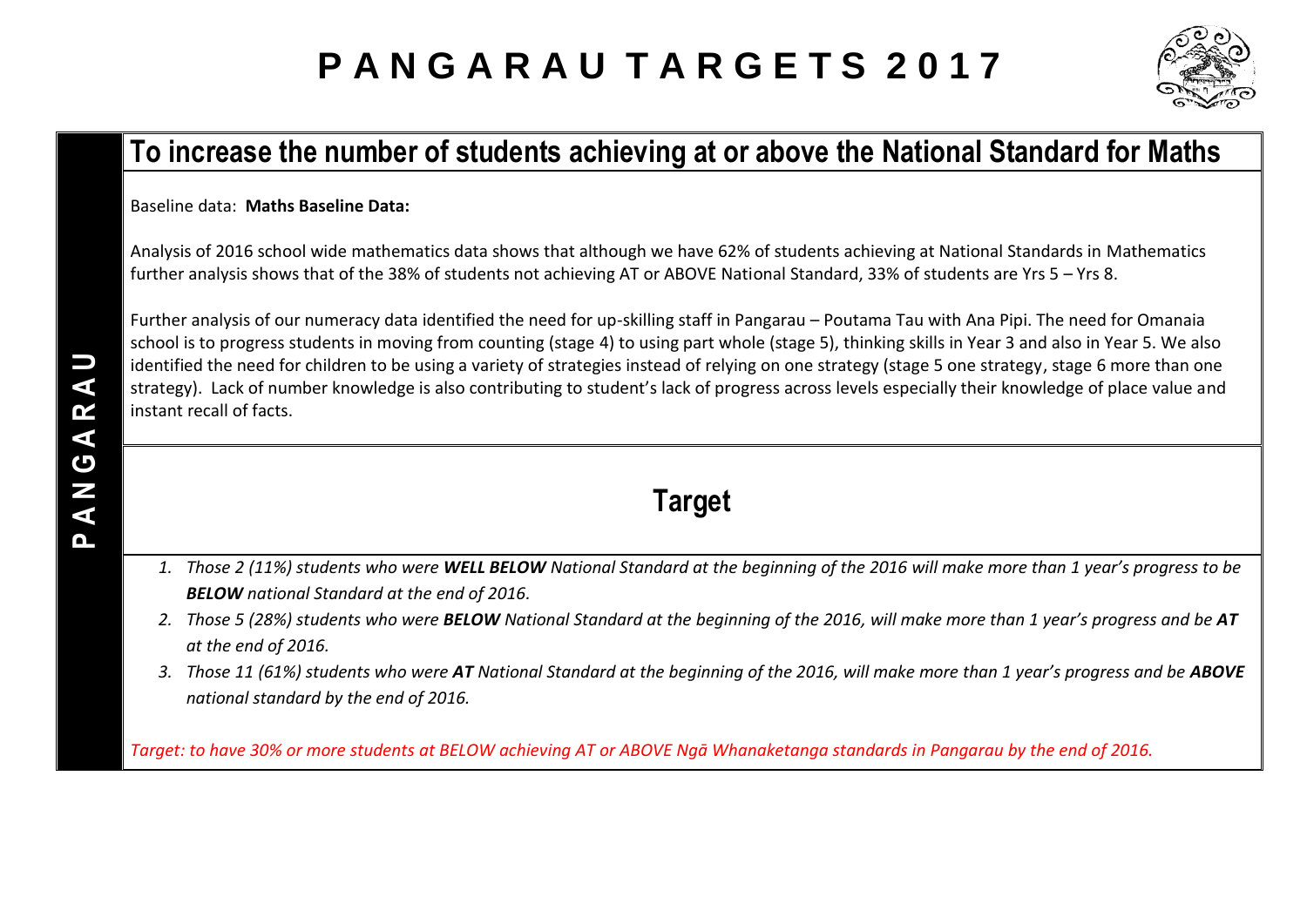# PANGARAU TARGETS 2017

PANGARAU

## To increase the number of students achieving at or above the National Standard for Maths

Baseline data: **Maths Baseline Data:**

Analysis of 2016 school wide mathematics data shows that although we have 62% of students achieving at National Standards in Mathematics further analysis shows that of the 38% of students not achieving AT or ABOVE National Standard, 33% of students are Yrs 5 – Yrs 8.

Further analysis of our numeracy data identified the need for up-skilling staff in Pangarau – Poutama Tau with Ana Pipi. The need for Omanaia school is to progress students in moving from counting (stage 4) to using part whole (stage 5), thinking skills in Year 3 and also in Year 5. We also identified the need for children to be using a variety of strategies instead of relying on one strategy (stage 5 one strategy, stage 6 more than one strategy). Lack of number knowledge is also contributing to student's lack of progress across levels especially their knowledge of place value and instant recall of facts.

## Target

1. *Those 2 (11%) students who were **WELL BELOW** National Standard at the beginning of the 2016 will make more than 1 year's progress to be **BELOW** national Standard at the end of 2016.*
2. *Those 5 (28%) students who were **BELOW** National Standard at the beginning of the 2016, will make more than 1 year's progress and be **AT** at the end of 2016.*
3. *Those 11 (61%) students who were **AT** National Standard at the beginning of the 2016, will make more than 1 year's progress and be **ABOVE** national standard by the end of 2016.*

*Target: to have 30% or more students at BELOW achieving AT or ABOVE Ngā Whanaketanga standards in Pangarau by the end of 2016.*